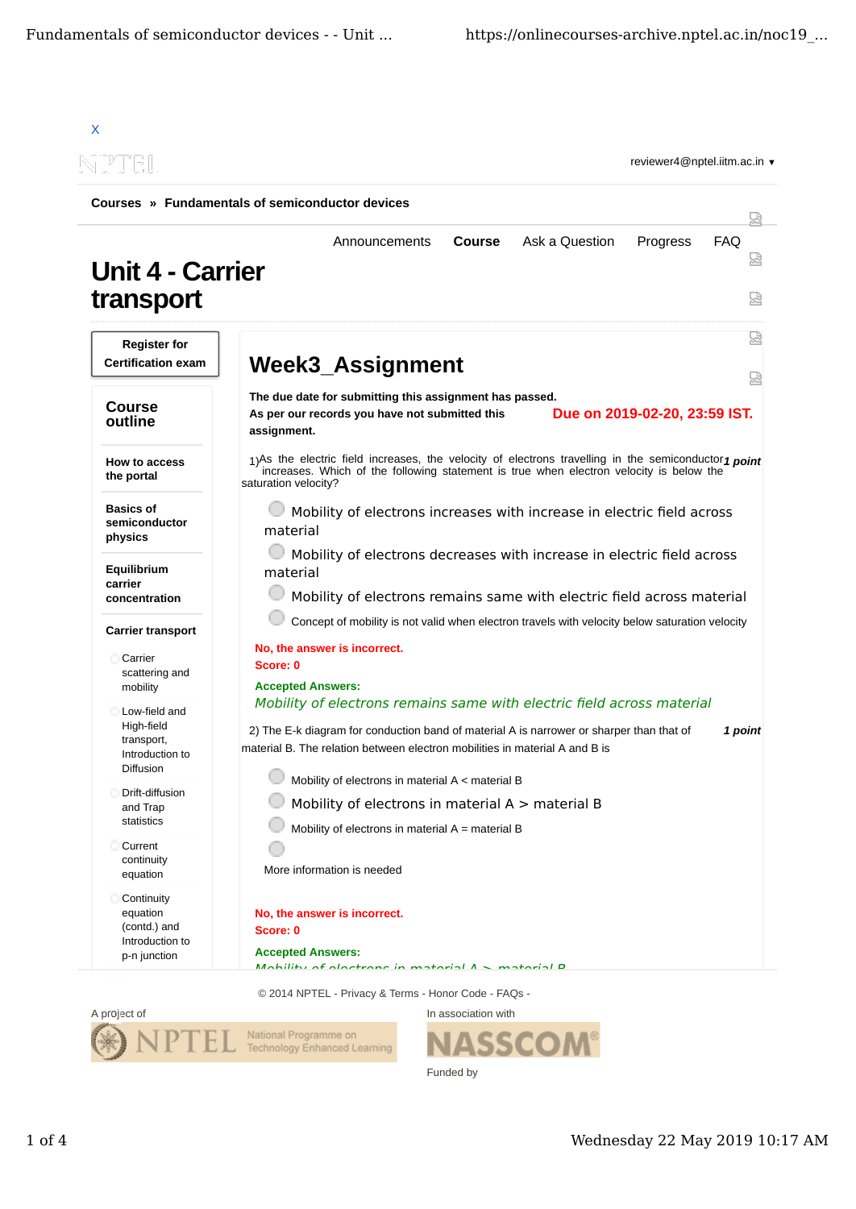X

reviewer4@nptel.iitm.ac.in ▾

**Courses » Fundamentals of semiconductor devices**

Announcements | **Course** | Ask a Question | Progress | FAQ

# Unit 4 - Carrier transport

**Register for Certification exam**

**Course outline**

**How to access the portal**

**Basics of semiconductor physics**

**Equilibrium carrier concentration**

**Carrier transport**

- Carrier scattering and mobility
- Low-field and High-field transport, Introduction to Diffusion
- Drift-diffusion and Trap statistics
- Current continuity equation
- Continuity equation (contd.) and Introduction to p-n junction

## Week3_Assignment

**The due date for submitting this assignment has passed.**

**As per our records you have not submitted this assignment.**

**Due on 2019-02-20, 23:59 IST.**

1) As the electric field increases, the velocity of electrons travelling in the semiconductor increases. Which of the following statement is true when electron velocity is below the saturation velocity? ***1 point***

- Mobility of electrons increases with increase in electric field across material
- Mobility of electrons decreases with increase in electric field across material
- Mobility of electrons remains same with electric field across material
- Concept of mobility is not valid when electron travels with velocity below saturation velocity

**No, the answer is incorrect.**
**Score: 0**

**Accepted Answers:**
*Mobility of electrons remains same with electric field across material*

2) The E-k diagram for conduction band of material A is narrower or sharper than that of material B. The relation between electron mobilities in material A and B is ***1 point***

- Mobility of electrons in material A < material B
- Mobility of electrons in material A > material B
- Mobility of electrons in material A = material B
- More information is needed

**No, the answer is incorrect.**
**Score: 0**

**Accepted Answers:**
*Mobility of electrons in material A > material B*

© 2014 NPTEL - Privacy & Terms - Honor Code - FAQs -

A project of NPTEL National Programme on Technology Enhanced Learning

In association with NASSCOM

Funded by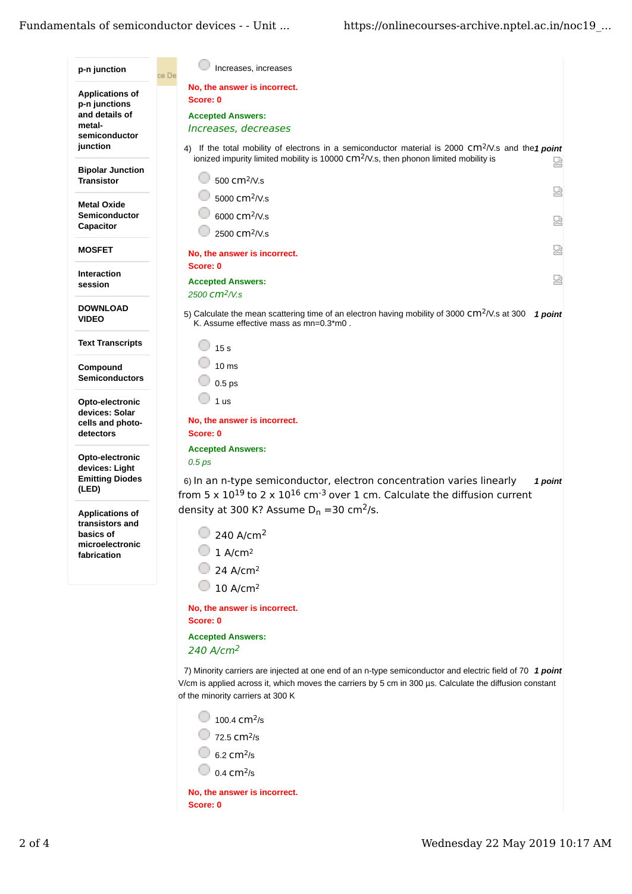- p-n junction
- Applications of p-n junctions and details of metal-semiconductor junction
- Bipolar Junction Transistor
- Metal Oxide Semiconductor Capacitor
- MOSFET
- Interaction session
- DOWNLOAD VIDEO
- Text Transcripts
- Compound Semiconductors
- Opto-electronic devices: Solar cells and photo-detectors
- Opto-electronic devices: Light Emitting Diodes (LED)
- Applications of transistors and basics of microelectronic fabrication

---

- Increases, increases

**No, the answer is incorrect.**
**Score: 0**

**Accepted Answers:**
*Increases, decreases*

4) If the total mobility of electrons in a semiconductor material is 2000 $cm^2$/V.s and the ionized impurity limited mobility is 10000 $cm^2$/V.s, then phonon limited mobility is ***1 point***

- 500 $cm^2$/V.s
- 5000 $cm^2$/V.s
- 6000 $cm^2$/V.s
- 2500 $cm^2$/V.s

**No, the answer is incorrect.**
**Score: 0**

**Accepted Answers:**
*2500 $cm^2$/V.s*

5) Calculate the mean scattering time of an electron having mobility of 3000 $cm^2$/V.s at 300 K. Assume effective mass as mn=0.3*m0 . ***1 point***

- 15 s
- 10 ms
- 0.5 ps
- 1 us

**No, the answer is incorrect.**
**Score: 0**

**Accepted Answers:**
*0.5 ps*

6) In an n-type semiconductor, electron concentration varies linearly from 5 x $10^{19}$ to 2 x $10^{16}$ $cm^{-3}$ over 1 cm. Calculate the diffusion current density at 300 K? Assume $D_n$ =30 $cm^2$/s. ***1 point***

- 240 A/$cm^2$
- 1 A/$cm^2$
- 24 A/$cm^2$
- 10 A/$cm^2$

**No, the answer is incorrect.**
**Score: 0**

**Accepted Answers:**
*240 A/$cm^2$*

7) Minority carriers are injected at one end of an n-type semiconductor and electric field of 70 V/cm is applied across it, which moves the carriers by 5 cm in 300 µs. Calculate the diffusion constant of the minority carriers at 300 K ***1 point***

- 100.4 $cm^2$/s
- 72.5 $cm^2$/s
- 6.2 $cm^2$/s
- 0.4 $cm^2$/s

**No, the answer is incorrect.**
**Score: 0**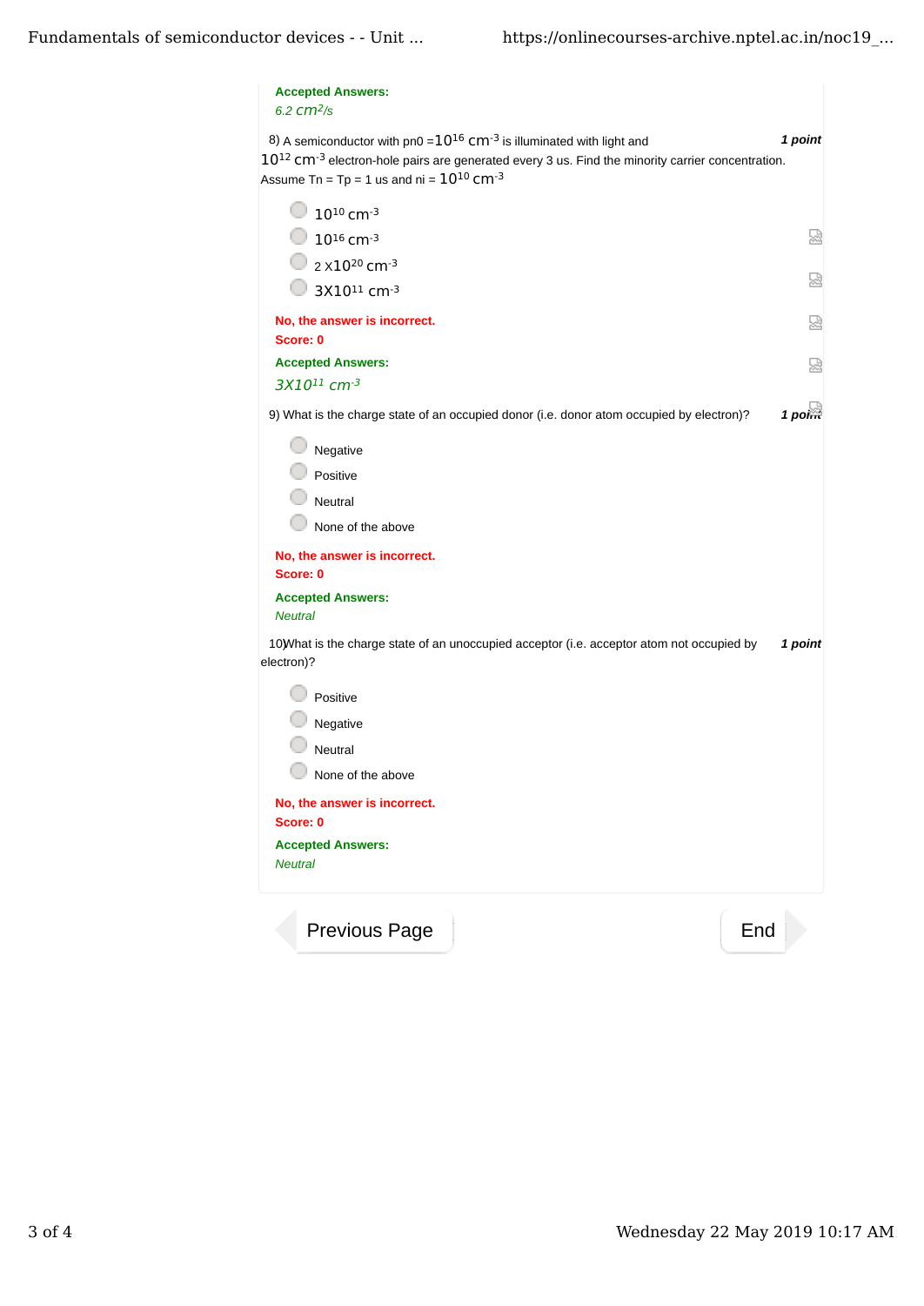**Accepted Answers:**
*6.2 $cm^2/s$*

8) A semiconductor with pn0 = $10^{16}$ $cm^{-3}$ is illuminated with light and $10^{12}$ $cm^{-3}$ electron-hole pairs are generated every 3 us. Find the minority carrier concentration. Assume Tn = Tp = 1 us and ni = $10^{10}$ $cm^{-3}$ ***1 point***

- $10^{10}$ $cm^{-3}$
- $10^{16}$ $cm^{-3}$
- 2 x$10^{20}$ $cm^{-3}$
- 3X$10^{11}$ $cm^{-3}$

**No, the answer is incorrect.**
**Score: 0**

**Accepted Answers:**
*3X$10^{11}$ $cm^{-3}$*

9) What is the charge state of an occupied donor (i.e. donor atom occupied by electron)? ***1 point***

- Negative
- Positive
- Neutral
- None of the above

**No, the answer is incorrect.**
**Score: 0**

**Accepted Answers:**
*Neutral*

10)What is the charge state of an unoccupied acceptor (i.e. acceptor atom not occupied by electron)? ***1 point***

- Positive
- Negative
- Neutral
- None of the above

**No, the answer is incorrect.**
**Score: 0**

**Accepted Answers:**
*Neutral*

Previous Page | End